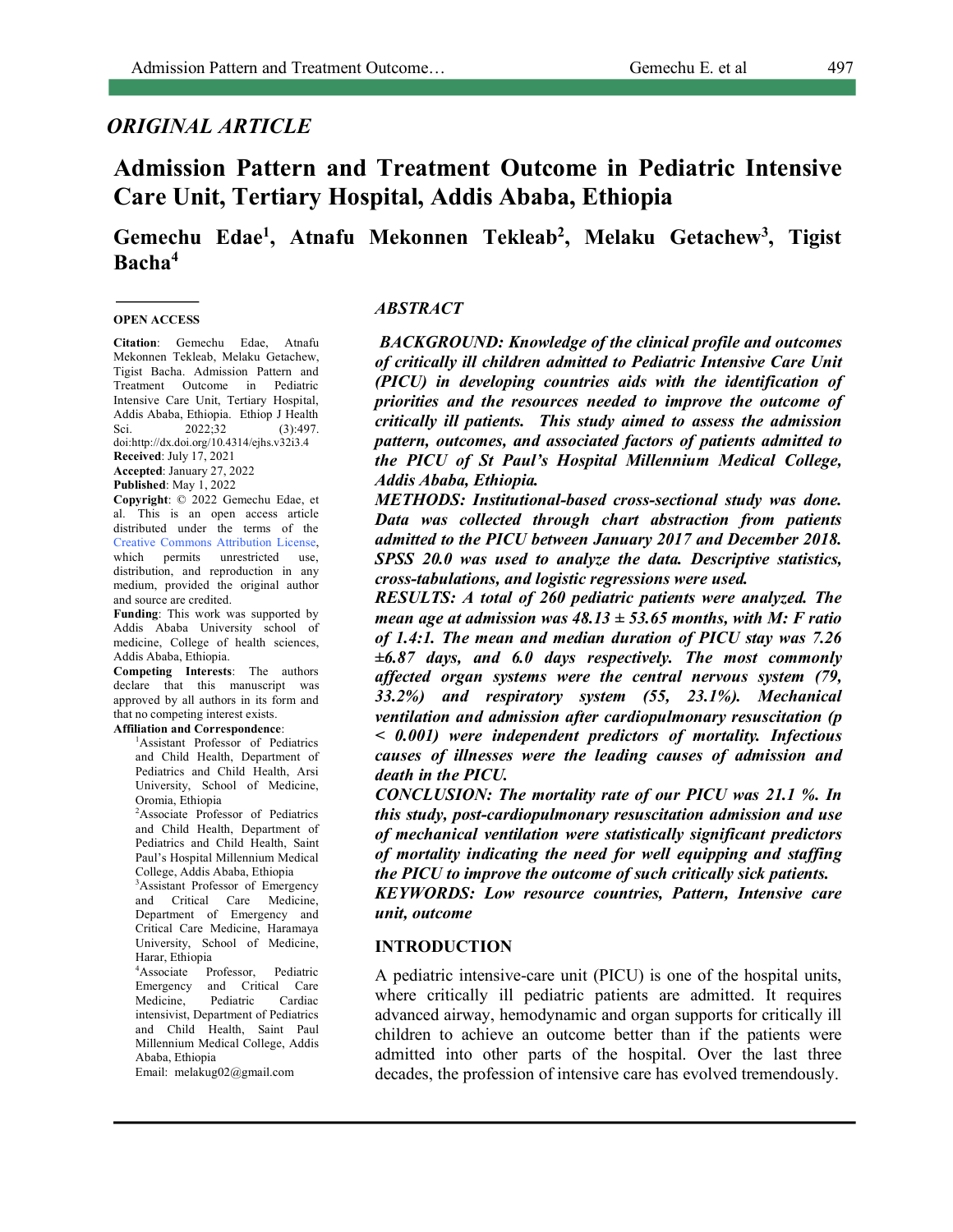*ORIGINAL ARTICLE*

# Admission Pattern and Treatment Outcome in Pediatric Intensive Care Unit, Tertiary Hospital, Addis Ababa, Ethiopia

**Gemechu Edae[1], Atnafu Mekonnen Tekleab[2], Melaku Getachew[3], Tigist Bacha[4]**

**OPEN ACCESS**

**Citation**: Gemechu Edae, Atnafu Mekonnen Tekleab, Melaku Getachew, Tigist Bacha. Admission Pattern and Treatment Outcome in Pediatric Intensive Care Unit, Tertiary Hospital, Addis Ababa, Ethiopia. Ethiop J Health Sci. 2022;32 (3):497. doi:http://dx.doi.org/10.4314/ejhs.v32i3.4

**Received**: July 17, 2021

**Accepted**: January 27, 2022

**Published**: May 1, 2022

**Copyright**: © 2022 Gemechu Edae, et al. This is an open access article distributed under the terms of the Creative Commons Attribution License, which permits unrestricted use, distribution, and reproduction in any medium, provided the original author and source are credited.

**Funding**: This work was supported by Addis Ababa University school of medicine, College of health sciences, Addis Ababa, Ethiopia.

**Competing Interests**: The authors declare that this manuscript was approved by all authors in its form and that no competing interest exists.

**Affiliation and Correspondence**:

[1]Assistant Professor of Pediatrics and Child Health, Department of Pediatrics and Child Health, Arsi University, School of Medicine, Oromia, Ethiopia

[2]Associate Professor of Pediatrics and Child Health, Department of Pediatrics and Child Health, Saint Paul's Hospital Millennium Medical College, Addis Ababa, Ethiopia

[3]Assistant Professor of Emergency and Critical Care Medicine, Department of Emergency and Critical Care Medicine, Haramaya University, School of Medicine, Harar, Ethiopia

[4]Associate Professor, Pediatric Emergency and Critical Care Medicine, Pediatric Cardiac intensivist, Department of Pediatrics and Child Health, Saint Paul Millennium Medical College, Addis Ababa, Ethiopia

Email: melakug02@gmail.com

## *ABSTRACT*

***BACKGROUND: Knowledge of the clinical profile and outcomes of critically ill children admitted to Pediatric Intensive Care Unit (PICU) in developing countries aids with the identification of priorities and the resources needed to improve the outcome of critically ill patients. This study aimed to assess the admission pattern, outcomes, and associated factors of patients admitted to the PICU of St Paul's Hospital Millennium Medical College, Addis Ababa, Ethiopia.***

***METHODS: Institutional-based cross-sectional study was done. Data was collected through chart abstraction from patients admitted to the PICU between January 2017 and December 2018. SPSS 20.0 was used to analyze the data. Descriptive statistics, cross-tabulations, and logistic regressions were used.***

***RESULTS: A total of 260 pediatric patients were analyzed. The mean age at admission was 48.13 ± 53.65 months, with M: F ratio of 1.4:1. The mean and median duration of PICU stay was 7.26 ±6.87 days, and 6.0 days respectively. The most commonly affected organ systems were the central nervous system (79, 33.2%) and respiratory system (55, 23.1%). Mechanical ventilation and admission after cardiopulmonary resuscitation (p < 0.001) were independent predictors of mortality. Infectious causes of illnesses were the leading causes of admission and death in the PICU.***

***CONCLUSION: The mortality rate of our PICU was 21.1 %. In this study, post-cardiopulmonary resuscitation admission and use of mechanical ventilation were statistically significant predictors of mortality indicating the need for well equipping and staffing the PICU to improve the outcome of such critically sick patients.***

***KEYWORDS: Low resource countries, Pattern, Intensive care unit, outcome***

## INTRODUCTION

A pediatric intensive-care unit (PICU) is one of the hospital units, where critically ill pediatric patients are admitted. It requires advanced airway, hemodynamic and organ supports for critically ill children to achieve an outcome better than if the patients were admitted into other parts of the hospital. Over the last three decades, the profession of intensive care has evolved tremendously.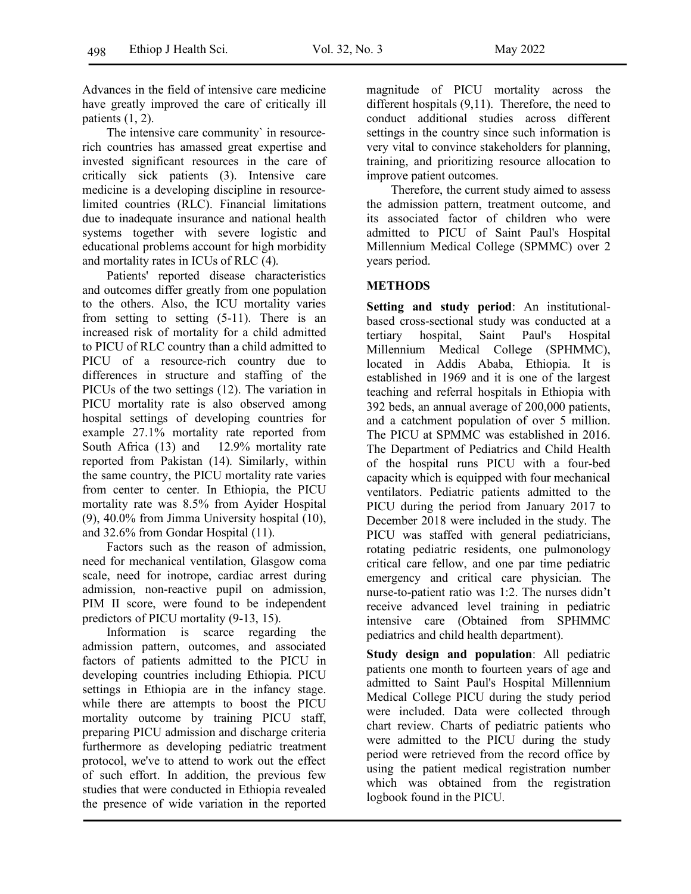Advances in the field of intensive care medicine have greatly improved the care of critically ill patients (1, 2).

The intensive care community` in resource-rich countries has amassed great expertise and invested significant resources in the care of critically sick patients (3). Intensive care medicine is a developing discipline in resource-limited countries (RLC). Financial limitations due to inadequate insurance and national health systems together with severe logistic and educational problems account for high morbidity and mortality rates in ICUs of RLC (4).

Patients' reported disease characteristics and outcomes differ greatly from one population to the others. Also, the ICU mortality varies from setting to setting (5-11). There is an increased risk of mortality for a child admitted to PICU of RLC country than a child admitted to PICU of a resource-rich country due to differences in structure and staffing of the PICUs of the two settings (12). The variation in PICU mortality rate is also observed among hospital settings of developing countries for example 27.1% mortality rate reported from South Africa (13) and 12.9% mortality rate reported from Pakistan (14). Similarly, within the same country, the PICU mortality rate varies from center to center. In Ethiopia, the PICU mortality rate was 8.5% from Ayider Hospital (9), 40.0% from Jimma University hospital (10), and 32.6% from Gondar Hospital (11).

Factors such as the reason of admission, need for mechanical ventilation, Glasgow coma scale, need for inotrope, cardiac arrest during admission, non-reactive pupil on admission, PIM II score, were found to be independent predictors of PICU mortality (9-13, 15).

Information is scarce regarding the admission pattern, outcomes, and associated factors of patients admitted to the PICU in developing countries including Ethiopia. PICU settings in Ethiopia are in the infancy stage. while there are attempts to boost the PICU mortality outcome by training PICU staff, preparing PICU admission and discharge criteria furthermore as developing pediatric treatment protocol, we've to attend to work out the effect of such effort. In addition, the previous few studies that were conducted in Ethiopia revealed the presence of wide variation in the reported magnitude of PICU mortality across the different hospitals (9,11). Therefore, the need to conduct additional studies across different settings in the country since such information is very vital to convince stakeholders for planning, training, and prioritizing resource allocation to improve patient outcomes.

Therefore, the current study aimed to assess the admission pattern, treatment outcome, and its associated factor of children who were admitted to PICU of Saint Paul's Hospital Millennium Medical College (SPMMC) over 2 years period.

## METHODS

**Setting and study period**: An institutional-based cross-sectional study was conducted at a tertiary hospital, Saint Paul's Hospital Millennium Medical College (SPHMMC), located in Addis Ababa, Ethiopia. It is established in 1969 and it is one of the largest teaching and referral hospitals in Ethiopia with 392 beds, an annual average of 200,000 patients, and a catchment population of over 5 million. The PICU at SPMMC was established in 2016. The Department of Pediatrics and Child Health of the hospital runs PICU with a four-bed capacity which is equipped with four mechanical ventilators. Pediatric patients admitted to the PICU during the period from January 2017 to December 2018 were included in the study. The PICU was staffed with general pediatricians, rotating pediatric residents, one pulmonology critical care fellow, and one par time pediatric emergency and critical care physician. The nurse-to-patient ratio was 1:2. The nurses didn't receive advanced level training in pediatric intensive care (Obtained from SPHMMC pediatrics and child health department).

**Study design and population**: All pediatric patients one month to fourteen years of age and admitted to Saint Paul's Hospital Millennium Medical College PICU during the study period were included. Data were collected through chart review. Charts of pediatric patients who were admitted to the PICU during the study period were retrieved from the record office by using the patient medical registration number which was obtained from the registration logbook found in the PICU.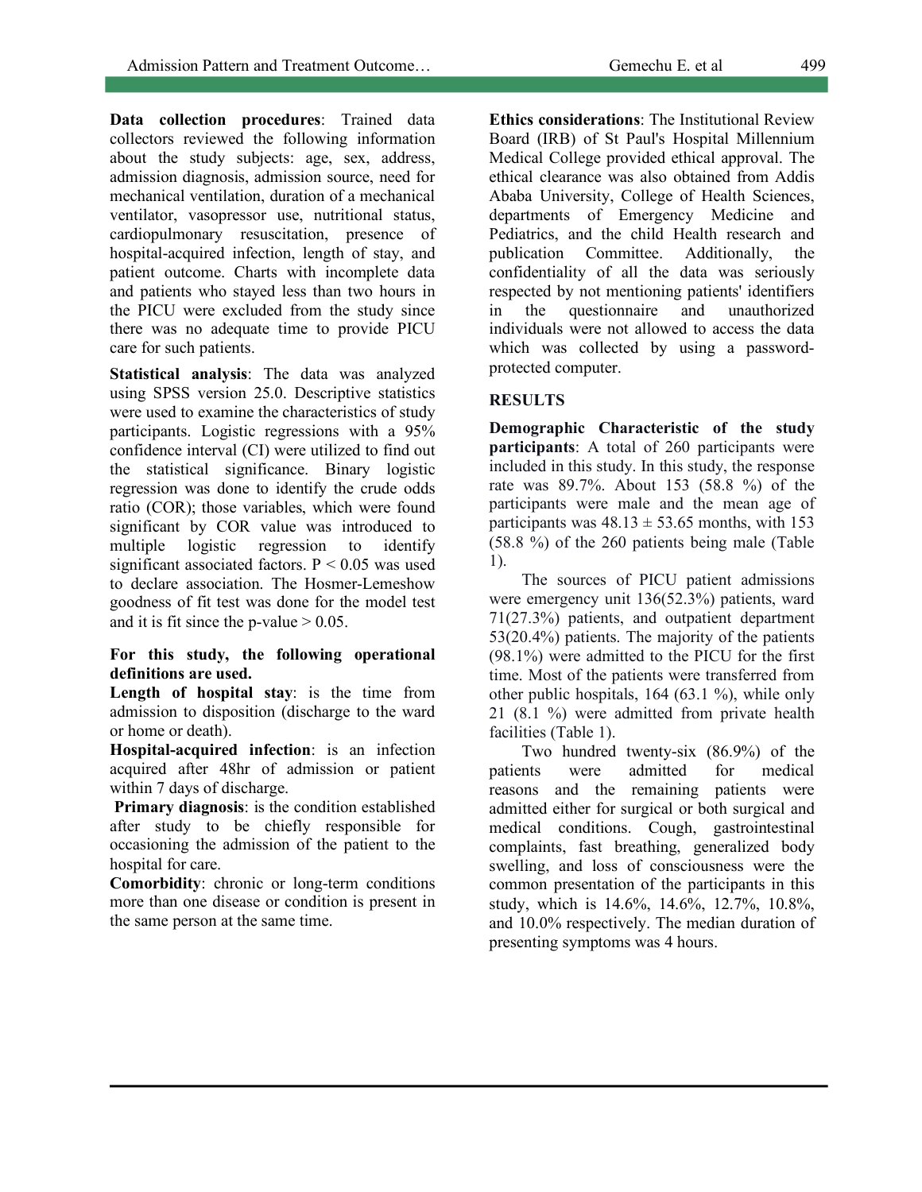**Data collection procedures**: Trained data collectors reviewed the following information about the study subjects: age, sex, address, admission diagnosis, admission source, need for mechanical ventilation, duration of a mechanical ventilator, vasopressor use, nutritional status, cardiopulmonary resuscitation, presence of hospital-acquired infection, length of stay, and patient outcome. Charts with incomplete data and patients who stayed less than two hours in the PICU were excluded from the study since there was no adequate time to provide PICU care for such patients.

**Statistical analysis**: The data was analyzed using SPSS version 25.0. Descriptive statistics were used to examine the characteristics of study participants. Logistic regressions with a 95% confidence interval (CI) were utilized to find out the statistical significance. Binary logistic regression was done to identify the crude odds ratio (COR); those variables, which were found significant by COR value was introduced to multiple logistic regression to identify significant associated factors. $P < 0.05$ was used to declare association. The Hosmer-Lemeshow goodness of fit test was done for the model test and it is fit since the p-value > 0.05.

**For this study, the following operational definitions are used.**

**Length of hospital stay**: is the time from admission to disposition (discharge to the ward or home or death).

**Hospital-acquired infection**: is an infection acquired after 48hr of admission or patient within 7 days of discharge.

**Primary diagnosis**: is the condition established after study to be chiefly responsible for occasioning the admission of the patient to the hospital for care.

**Comorbidity**: chronic or long-term conditions more than one disease or condition is present in the same person at the same time.

**Ethics considerations**: The Institutional Review Board (IRB) of St Paul's Hospital Millennium Medical College provided ethical approval. The ethical clearance was also obtained from Addis Ababa University, College of Health Sciences, departments of Emergency Medicine and Pediatrics, and the child Health research and publication Committee. Additionally, the confidentiality of all the data was seriously respected by not mentioning patients' identifiers in the questionnaire and unauthorized individuals were not allowed to access the data which was collected by using a password-protected computer.

## RESULTS

**Demographic Characteristic of the study participants**: A total of 260 participants were included in this study. In this study, the response rate was 89.7%. About 153 (58.8 %) of the participants were male and the mean age of participants was 48.13 ± 53.65 months, with 153 (58.8 %) of the 260 patients being male (Table 1).

The sources of PICU patient admissions were emergency unit 136(52.3%) patients, ward 71(27.3%) patients, and outpatient department 53(20.4%) patients. The majority of the patients (98.1%) were admitted to the PICU for the first time. Most of the patients were transferred from other public hospitals, 164 (63.1 %), while only 21 (8.1 %) were admitted from private health facilities (Table 1).

Two hundred twenty-six (86.9%) of the patients were admitted for medical reasons and the remaining patients were admitted either for surgical or both surgical and medical conditions. Cough, gastrointestinal complaints, fast breathing, generalized body swelling, and loss of consciousness were the common presentation of the participants in this study, which is 14.6%, 14.6%, 12.7%, 10.8%, and 10.0% respectively. The median duration of presenting symptoms was 4 hours.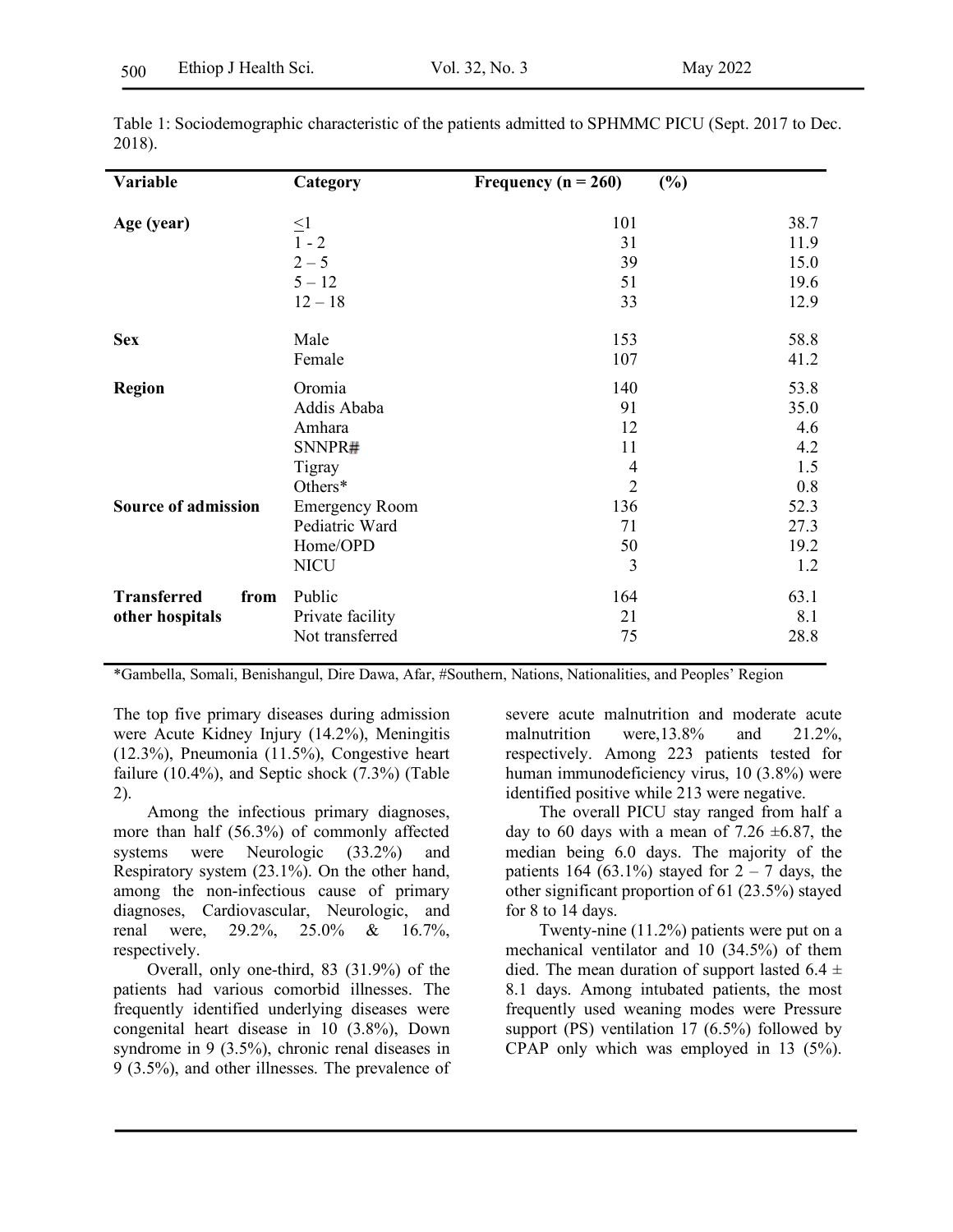Table 1: Sociodemographic characteristic of the patients admitted to SPHMMC PICU (Sept. 2017 to Dec. 2018).

| Variable | Category | Frequency (n = 260) | (%) |
|---|---|---|---|
| **Age (year)** | ≤1 | 101 | 38.7 |
| | 1 - 2 | 31 | 11.9 |
| | 2 – 5 | 39 | 15.0 |
| | 5 – 12 | 51 | 19.6 |
| | 12 – 18 | 33 | 12.9 |
| **Sex** | Male | 153 | 58.8 |
| | Female | 107 | 41.2 |
| **Region** | Oromia | 140 | 53.8 |
| | Addis Ababa | 91 | 35.0 |
| | Amhara | 12 | 4.6 |
| | SNNPR# | 11 | 4.2 |
| | Tigray | 4 | 1.5 |
| | Others* | 2 | 0.8 |
| **Source of admission** | Emergency Room | 136 | 52.3 |
| | Pediatric Ward | 71 | 27.3 |
| | Home/OPD | 50 | 19.2 |
| | NICU | 3 | 1.2 |
| **Transferred from other hospitals** | Public | 164 | 63.1 |
| | Private facility | 21 | 8.1 |
| | Not transferred | 75 | 28.8 |

*Gambella, Somali, Benishangul, Dire Dawa, Afar, #Southern, Nations, Nationalities, and Peoples' Region

The top five primary diseases during admission were Acute Kidney Injury (14.2%), Meningitis (12.3%), Pneumonia (11.5%), Congestive heart failure (10.4%), and Septic shock (7.3%) (Table 2).

Among the infectious primary diagnoses, more than half (56.3%) of commonly affected systems were Neurologic (33.2%) and Respiratory system (23.1%). On the other hand, among the non-infectious cause of primary diagnoses, Cardiovascular, Neurologic, and renal were, 29.2%, 25.0% & 16.7%, respectively.

Overall, only one-third, 83 (31.9%) of the patients had various comorbid illnesses. The frequently identified underlying diseases were congenital heart disease in 10 (3.8%), Down syndrome in 9 (3.5%), chronic renal diseases in 9 (3.5%), and other illnesses. The prevalence of severe acute malnutrition and moderate acute malnutrition were,13.8% and 21.2%, respectively. Among 223 patients tested for human immunodeficiency virus, 10 (3.8%) were identified positive while 213 were negative.

The overall PICU stay ranged from half a day to 60 days with a mean of 7.26 ±6.87, the median being 6.0 days. The majority of the patients 164 (63.1%) stayed for 2 – 7 days, the other significant proportion of 61 (23.5%) stayed for 8 to 14 days.

Twenty-nine (11.2%) patients were put on a mechanical ventilator and 10 (34.5%) of them died. The mean duration of support lasted 6.4 ± 8.1 days. Among intubated patients, the most frequently used weaning modes were Pressure support (PS) ventilation 17 (6.5%) followed by CPAP only which was employed in 13 (5%).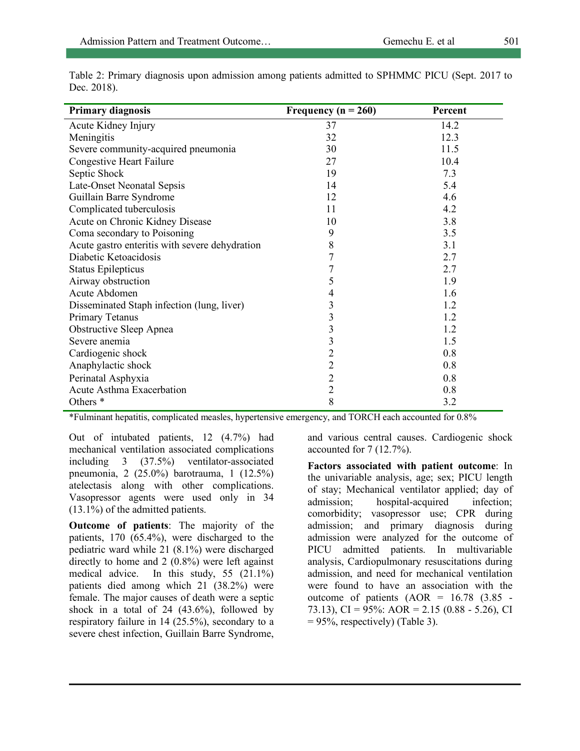Table 2: Primary diagnosis upon admission among patients admitted to SPHMMC PICU (Sept. 2017 to Dec. 2018).

| Primary diagnosis | Frequency (n = 260) | Percent |
|---|---|---|
| Acute Kidney Injury | 37 | 14.2 |
| Meningitis | 32 | 12.3 |
| Severe community-acquired pneumonia | 30 | 11.5 |
| Congestive Heart Failure | 27 | 10.4 |
| Septic Shock | 19 | 7.3 |
| Late-Onset Neonatal Sepsis | 14 | 5.4 |
| Guillain Barre Syndrome | 12 | 4.6 |
| Complicated tuberculosis | 11 | 4.2 |
| Acute on Chronic Kidney Disease | 10 | 3.8 |
| Coma secondary to Poisoning | 9 | 3.5 |
| Acute gastro enteritis with severe dehydration | 8 | 3.1 |
| Diabetic Ketoacidosis | 7 | 2.7 |
| Status Epilepticus | 7 | 2.7 |
| Airway obstruction | 5 | 1.9 |
| Acute Abdomen | 4 | 1.6 |
| Disseminated Staph infection (lung, liver) | 3 | 1.2 |
| Primary Tetanus | 3 | 1.2 |
| Obstructive Sleep Apnea | 3 | 1.2 |
| Severe anemia | 3 | 1.5 |
| Cardiogenic shock | 2 | 0.8 |
| Anaphylactic shock | 2 | 0.8 |
| Perinatal Asphyxia | 2 | 0.8 |
| Acute Asthma Exacerbation | 2 | 0.8 |
| Others * | 8 | 3.2 |

*Fulminant hepatitis, complicated measles, hypertensive emergency, and TORCH each accounted for 0.8%

Out of intubated patients, 12 (4.7%) had mechanical ventilation associated complications including 3 (37.5%) ventilator-associated pneumonia, 2 (25.0%) barotrauma, 1 (12.5%) atelectasis along with other complications. Vasopressor agents were used only in 34 (13.1%) of the admitted patients.

**Outcome of patients**: The majority of the patients, 170 (65.4%), were discharged to the pediatric ward while 21 (8.1%) were discharged directly to home and 2 (0.8%) were left against medical advice. In this study, 55 (21.1%) patients died among which 21 (38.2%) were female. The major causes of death were a septic shock in a total of 24 (43.6%), followed by respiratory failure in 14 (25.5%), secondary to a severe chest infection, Guillain Barre Syndrome, and various central causes. Cardiogenic shock accounted for 7 (12.7%).

**Factors associated with patient outcome**: In the univariable analysis, age; sex; PICU length of stay; Mechanical ventilator applied; day of admission; hospital-acquired infection; comorbidity; vasopressor use; CPR during admission; and primary diagnosis during admission were analyzed for the outcome of PICU admitted patients. In multivariable analysis, Cardiopulmonary resuscitations during admission, and need for mechanical ventilation were found to have an association with the outcome of patients (AOR = 16.78 (3.85 - 73.13), CI = 95%: AOR = 2.15 (0.88 - 5.26), CI = 95%, respectively) (Table 3).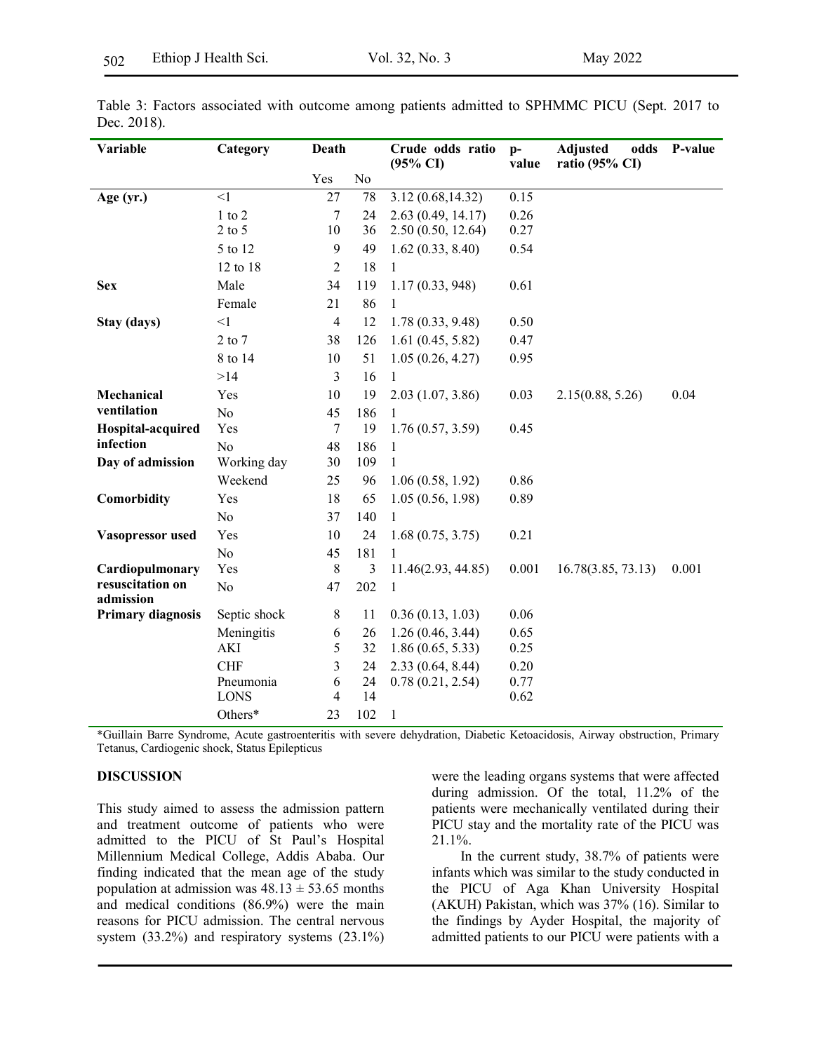Table 3: Factors associated with outcome among patients admitted to SPHMMC PICU (Sept. 2017 to Dec. 2018).

| Variable | Category | Death | | Crude odds ratio (95% CI) | p-value | Adjusted odds ratio (95% CI) | P-value |
|---|---|---|---|---|---|---|---|
| | | Yes | No | | | | |
| **Age (yr.)** | <1 | 27 | 78 | 3.12 (0.68,14.32) | 0.15 | | |
| | 1 to 2 | 7 | 24 | 2.63 (0.49, 14.17) | 0.26 | | |
| | 2 to 5 | 10 | 36 | 2.50 (0.50, 12.64) | 0.27 | | |
| | 5 to 12 | 9 | 49 | 1.62 (0.33, 8.40) | 0.54 | | |
| | 12 to 18 | 2 | 18 | 1 | | | |
| **Sex** | Male | 34 | 119 | 1.17 (0.33, 948) | 0.61 | | |
| | Female | 21 | 86 | 1 | | | |
| **Stay (days)** | <1 | 4 | 12 | 1.78 (0.33, 9.48) | 0.50 | | |
| | 2 to 7 | 38 | 126 | 1.61 (0.45, 5.82) | 0.47 | | |
| | 8 to 14 | 10 | 51 | 1.05 (0.26, 4.27) | 0.95 | | |
| | >14 | 3 | 16 | 1 | | | |
| **Mechanical ventilation** | Yes | 10 | 19 | 2.03 (1.07, 3.86) | 0.03 | 2.15(0.88, 5.26) | 0.04 |
| | No | 45 | 186 | 1 | | | |
| **Hospital-acquired infection** | Yes | 7 | 19 | 1.76 (0.57, 3.59) | 0.45 | | |
| | No | 48 | 186 | 1 | | | |
| **Day of admission** | Working day | 30 | 109 | 1 | | | |
| | Weekend | 25 | 96 | 1.06 (0.58, 1.92) | 0.86 | | |
| **Comorbidity** | Yes | 18 | 65 | 1.05 (0.56, 1.98) | 0.89 | | |
| | No | 37 | 140 | 1 | | | |
| **Vasopressor used** | Yes | 10 | 24 | 1.68 (0.75, 3.75) | 0.21 | | |
| | No | 45 | 181 | 1 | | | |
| **Cardiopulmonary resuscitation on admission** | Yes | 8 | 3 | 11.46(2.93, 44.85) | 0.001 | 16.78(3.85, 73.13) | 0.001 |
| | No | 47 | 202 | 1 | | | |
| **Primary diagnosis** | Septic shock | 8 | 11 | 0.36 (0.13, 1.03) | 0.06 | | |
| | Meningitis | 6 | 26 | 1.26 (0.46, 3.44) | 0.65 | | |
| | AKI | 5 | 32 | 1.86 (0.65, 5.33) | 0.25 | | |
| | CHF | 3 | 24 | 2.33 (0.64, 8.44) | 0.20 | | |
| | Pneumonia | 6 | 24 | 0.78 (0.21, 2.54) | 0.77 | | |
| | LONS | 4 | 14 | | 0.62 | | |
| | Others* | 23 | 102 | 1 | | | |

*Guillain Barre Syndrome, Acute gastroenteritis with severe dehydration, Diabetic Ketoacidosis, Airway obstruction, Primary Tetanus, Cardiogenic shock, Status Epilepticus

## DISCUSSION

This study aimed to assess the admission pattern and treatment outcome of patients who were admitted to the PICU of St Paul's Hospital Millennium Medical College, Addis Ababa. Our finding indicated that the mean age of the study population at admission was 48.13 ± 53.65 months and medical conditions (86.9%) were the main reasons for PICU admission. The central nervous system (33.2%) and respiratory systems (23.1%) were the leading organs systems that were affected during admission. Of the total, 11.2% of the patients were mechanically ventilated during their PICU stay and the mortality rate of the PICU was 21.1%.

In the current study, 38.7% of patients were infants which was similar to the study conducted in the PICU of Aga Khan University Hospital (AKUH) Pakistan, which was 37% (16). Similar to the findings by Ayder Hospital, the majority of admitted patients to our PICU were patients with a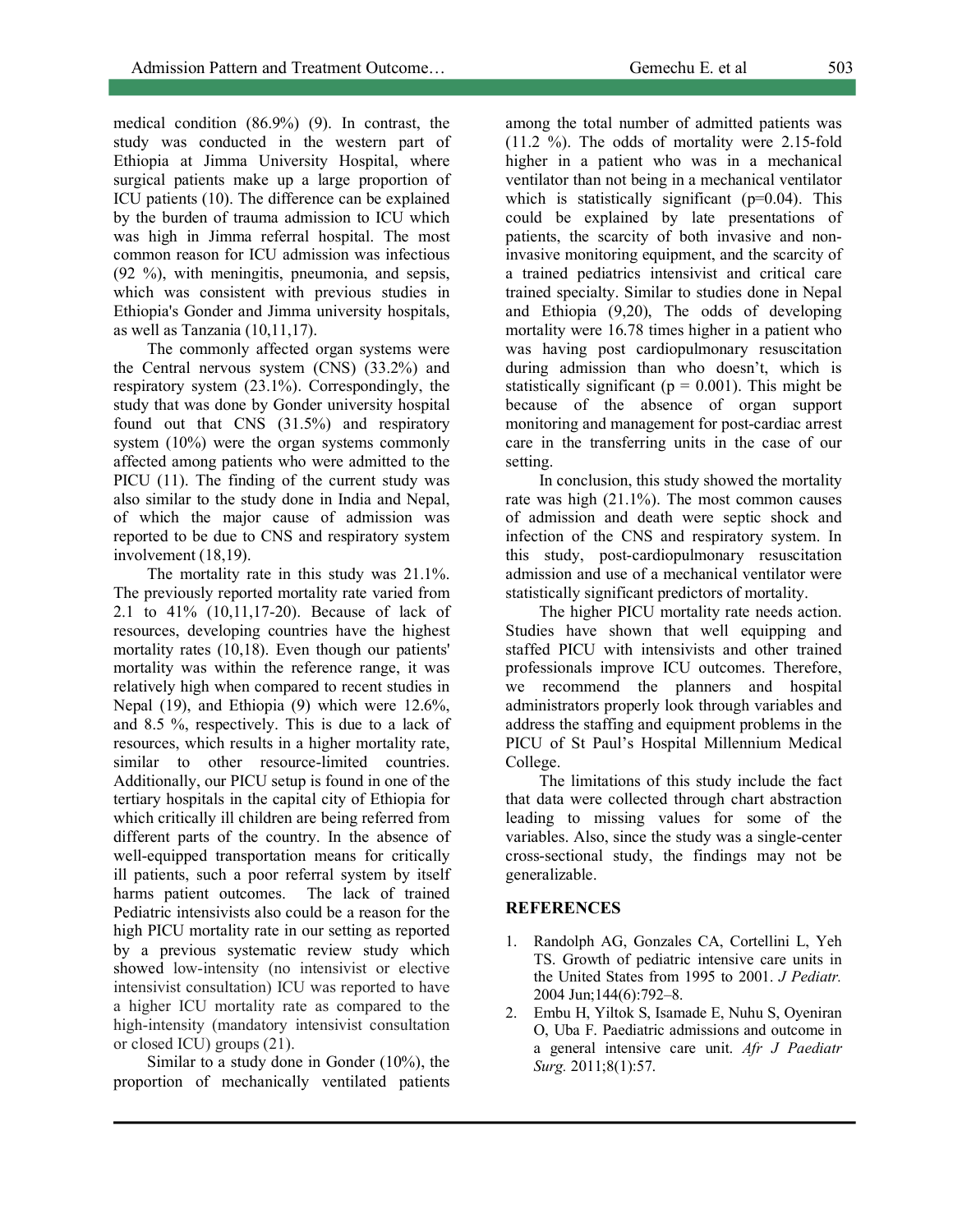medical condition (86.9%) (9). In contrast, the study was conducted in the western part of Ethiopia at Jimma University Hospital, where surgical patients make up a large proportion of ICU patients (10). The difference can be explained by the burden of trauma admission to ICU which was high in Jimma referral hospital. The most common reason for ICU admission was infectious (92 %), with meningitis, pneumonia, and sepsis, which was consistent with previous studies in Ethiopia's Gonder and Jimma university hospitals, as well as Tanzania (10,11,17).

The commonly affected organ systems were the Central nervous system (CNS) (33.2%) and respiratory system (23.1%). Correspondingly, the study that was done by Gonder university hospital found out that CNS (31.5%) and respiratory system (10%) were the organ systems commonly affected among patients who were admitted to the PICU (11). The finding of the current study was also similar to the study done in India and Nepal, of which the major cause of admission was reported to be due to CNS and respiratory system involvement (18,19).

The mortality rate in this study was 21.1%. The previously reported mortality rate varied from 2.1 to 41% (10,11,17-20). Because of lack of resources, developing countries have the highest mortality rates (10,18). Even though our patients' mortality was within the reference range, it was relatively high when compared to recent studies in Nepal (19), and Ethiopia (9) which were 12.6%, and 8.5 %, respectively. This is due to a lack of resources, which results in a higher mortality rate, similar to other resource-limited countries. Additionally, our PICU setup is found in one of the tertiary hospitals in the capital city of Ethiopia for which critically ill children are being referred from different parts of the country. In the absence of well-equipped transportation means for critically ill patients, such a poor referral system by itself harms patient outcomes. The lack of trained Pediatric intensivists also could be a reason for the high PICU mortality rate in our setting as reported by a previous systematic review study which showed low-intensity (no intensivist or elective intensivist consultation) ICU was reported to have a higher ICU mortality rate as compared to the high-intensity (mandatory intensivist consultation or closed ICU) groups (21).

Similar to a study done in Gonder (10%), the proportion of mechanically ventilated patients among the total number of admitted patients was (11.2 %). The odds of mortality were 2.15-fold higher in a patient who was in a mechanical ventilator than not being in a mechanical ventilator which is statistically significant (p=0.04). This could be explained by late presentations of patients, the scarcity of both invasive and non-invasive monitoring equipment, and the scarcity of a trained pediatrics intensivist and critical care trained specialty. Similar to studies done in Nepal and Ethiopia (9,20), The odds of developing mortality were 16.78 times higher in a patient who was having post cardiopulmonary resuscitation during admission than who doesn't, which is statistically significant (p = 0.001). This might be because of the absence of organ support monitoring and management for post-cardiac arrest care in the transferring units in the case of our setting.

In conclusion, this study showed the mortality rate was high (21.1%). The most common causes of admission and death were septic shock and infection of the CNS and respiratory system. In this study, post-cardiopulmonary resuscitation admission and use of a mechanical ventilator were statistically significant predictors of mortality.

The higher PICU mortality rate needs action. Studies have shown that well equipping and staffed PICU with intensivists and other trained professionals improve ICU outcomes. Therefore, we recommend the planners and hospital administrators properly look through variables and address the staffing and equipment problems in the PICU of St Paul's Hospital Millennium Medical College.

The limitations of this study include the fact that data were collected through chart abstraction leading to missing values for some of the variables. Also, since the study was a single-center cross-sectional study, the findings may not be generalizable.

## REFERENCES

1. Randolph AG, Gonzales CA, Cortellini L, Yeh TS. Growth of pediatric intensive care units in the United States from 1995 to 2001. *J Pediatr.* 2004 Jun;144(6):792–8.
2. Embu H, Yiltok S, Isamade E, Nuhu S, Oyeniran O, Uba F. Paediatric admissions and outcome in a general intensive care unit. *Afr J Paediatr Surg.* 2011;8(1):57.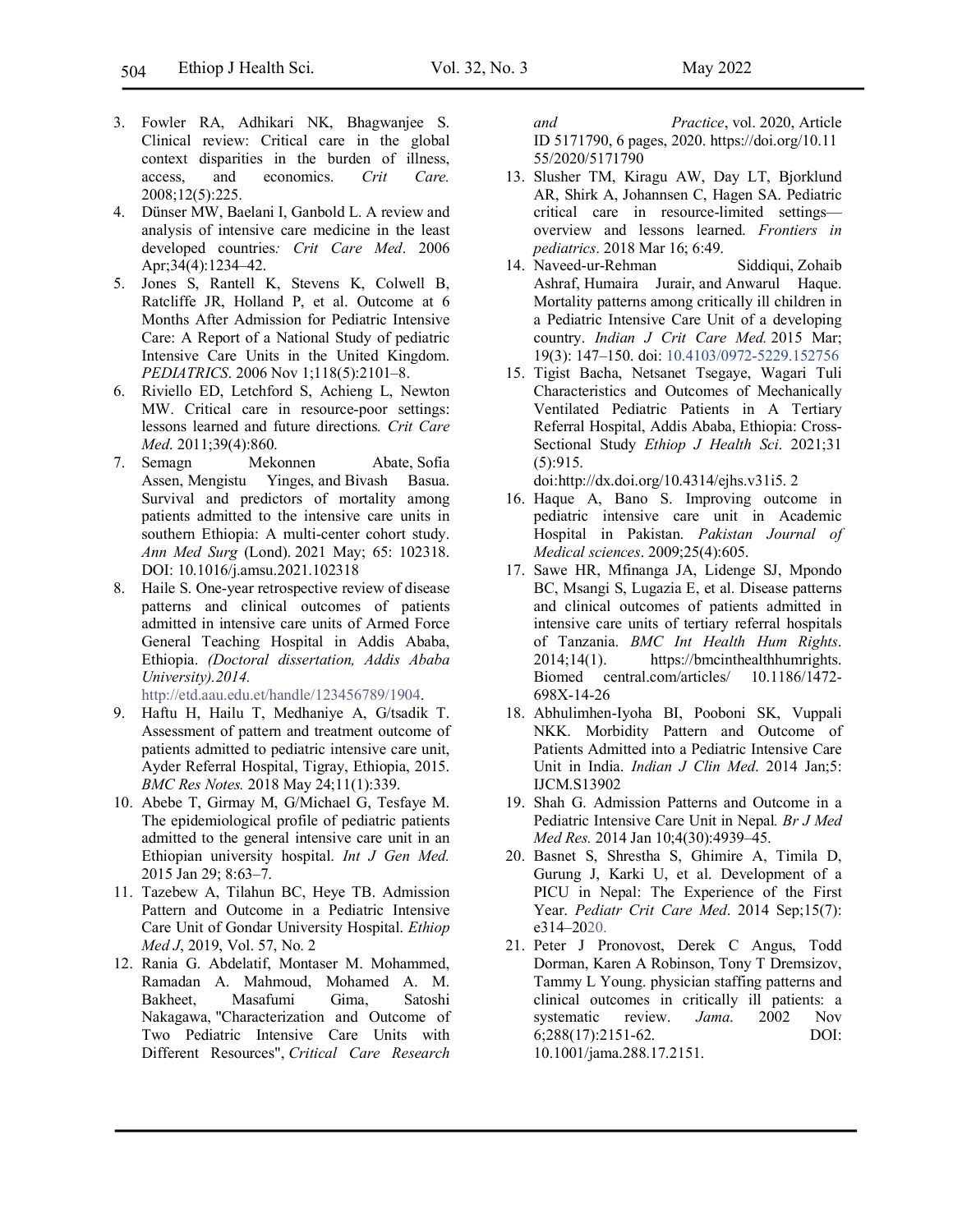3. Fowler RA, Adhikari NK, Bhagwanjee S. Clinical review: Critical care in the global context disparities in the burden of illness, access, and economics. *Crit Care.* 2008;12(5):225.
4. Dünser MW, Baelani I, Ganbold L. A review and analysis of intensive care medicine in the least developed countries*: Crit Care Med*. 2006 Apr;34(4):1234–42.
5. Jones S, Rantell K, Stevens K, Colwell B, Ratcliffe JR, Holland P, et al. Outcome at 6 Months After Admission for Pediatric Intensive Care: A Report of a National Study of pediatric Intensive Care Units in the United Kingdom. *PEDIATRICS*. 2006 Nov 1;118(5):2101–8.
6. Riviello ED, Letchford S, Achieng L, Newton MW. Critical care in resource-poor settings: lessons learned and future directions*. Crit Care Med*. 2011;39(4):860.
7. Semagn Mekonnen Abate, Sofia Assen, Mengistu Yinges, and Bivash Basua. Survival and predictors of mortality among patients admitted to the intensive care units in southern Ethiopia: A multi-center cohort study. *Ann Med Surg* (Lond). 2021 May; 65: 102318. DOI: 10.1016/j.amsu.2021.102318
8. Haile S. One-year retrospective review of disease patterns and clinical outcomes of patients admitted in intensive care units of Armed Force General Teaching Hospital in Addis Ababa, Ethiopia. *(Doctoral dissertation, Addis Ababa University).2014.* http://etd.aau.edu.et/handle/123456789/1904.
9. Haftu H, Hailu T, Medhaniye A, G/tsadik T. Assessment of pattern and treatment outcome of patients admitted to pediatric intensive care unit, Ayder Referral Hospital, Tigray, Ethiopia, 2015. *BMC Res Notes.* 2018 May 24;11(1):339.
10. Abebe T, Girmay M, G/Michael G, Tesfaye M. The epidemiological profile of pediatric patients admitted to the general intensive care unit in an Ethiopian university hospital. *Int J Gen Med.* 2015 Jan 29; 8:63–7.
11. Tazebew A, Tilahun BC, Heye TB. Admission Pattern and Outcome in a Pediatric Intensive Care Unit of Gondar University Hospital. *Ethiop Med J*, 2019, Vol. 57, No. 2
12. Rania G. Abdelatif, Montaser M. Mohammed, Ramadan A. Mahmoud, Mohamed A. M. Bakheet, Masafumi Gima, Satoshi Nakagawa, "Characterization and Outcome of Two Pediatric Intensive Care Units with Different Resources", *Critical Care Research and Practice*, vol. 2020, Article ID 5171790, 6 pages, 2020. https://doi.org/10.1155/2020/5171790
13. Slusher TM, Kiragu AW, Day LT, Bjorklund AR, Shirk A, Johannsen C, Hagen SA. Pediatric critical care in resource-limited settings—overview and lessons learned. *Frontiers in pediatrics*. 2018 Mar 16; 6:49.
14. Naveed-ur-Rehman Siddiqui, Zohaib Ashraf, Humaira Jurair, and Anwarul Haque. Mortality patterns among critically ill children in a Pediatric Intensive Care Unit of a developing country. *Indian J Crit Care Med.* 2015 Mar; 19(3): 147–150. doi: 10.4103/0972-5229.152756
15. Tigist Bacha, Netsanet Tsegaye, Wagari Tuli Characteristics and Outcomes of Mechanically Ventilated Pediatric Patients in A Tertiary Referral Hospital, Addis Ababa, Ethiopia: Cross-Sectional Study *Ethiop J Health Sci*. 2021;31 (5):915. doi:http://dx.doi.org/10.4314/ejhs.v31i5. 2
16. Haque A, Bano S. Improving outcome in pediatric intensive care unit in Academic Hospital in Pakistan. *Pakistan Journal of Medical sciences*. 2009;25(4):605.
17. Sawe HR, Mfinanga JA, Lidenge SJ, Mpondo BC, Msangi S, Lugazia E, et al. Disease patterns and clinical outcomes of patients admitted in intensive care units of tertiary referral hospitals of Tanzania. *BMC Int Health Hum Rights*. 2014;14(1). https://bmcinthealthhumrights. Biomed central.com/articles/ 10.1186/1472-698X-14-26
18. Abhulimhen-Iyoha BI, Pooboni SK, Vuppali NKK. Morbidity Pattern and Outcome of Patients Admitted into a Pediatric Intensive Care Unit in India. *Indian J Clin Med*. 2014 Jan;5: IJCM.S13902
19. Shah G. Admission Patterns and Outcome in a Pediatric Intensive Care Unit in Nepal*. Br J Med Med Res.* 2014 Jan 10;4(30):4939–45.
20. Basnet S, Shrestha S, Ghimire A, Timila D, Gurung J, Karki U, et al. Development of a PICU in Nepal: The Experience of the First Year. *Pediatr Crit Care Med*. 2014 Sep;15(7): e314–2020.
21. Peter J Pronovost, Derek C Angus, Todd Dorman, Karen A Robinson, Tony T Dremsizov, Tammy L Young. physician staffing patterns and clinical outcomes in critically ill patients: a systematic review. *Jama*. 2002 Nov 6;288(17):2151-62. DOI: 10.1001/jama.288.17.2151.